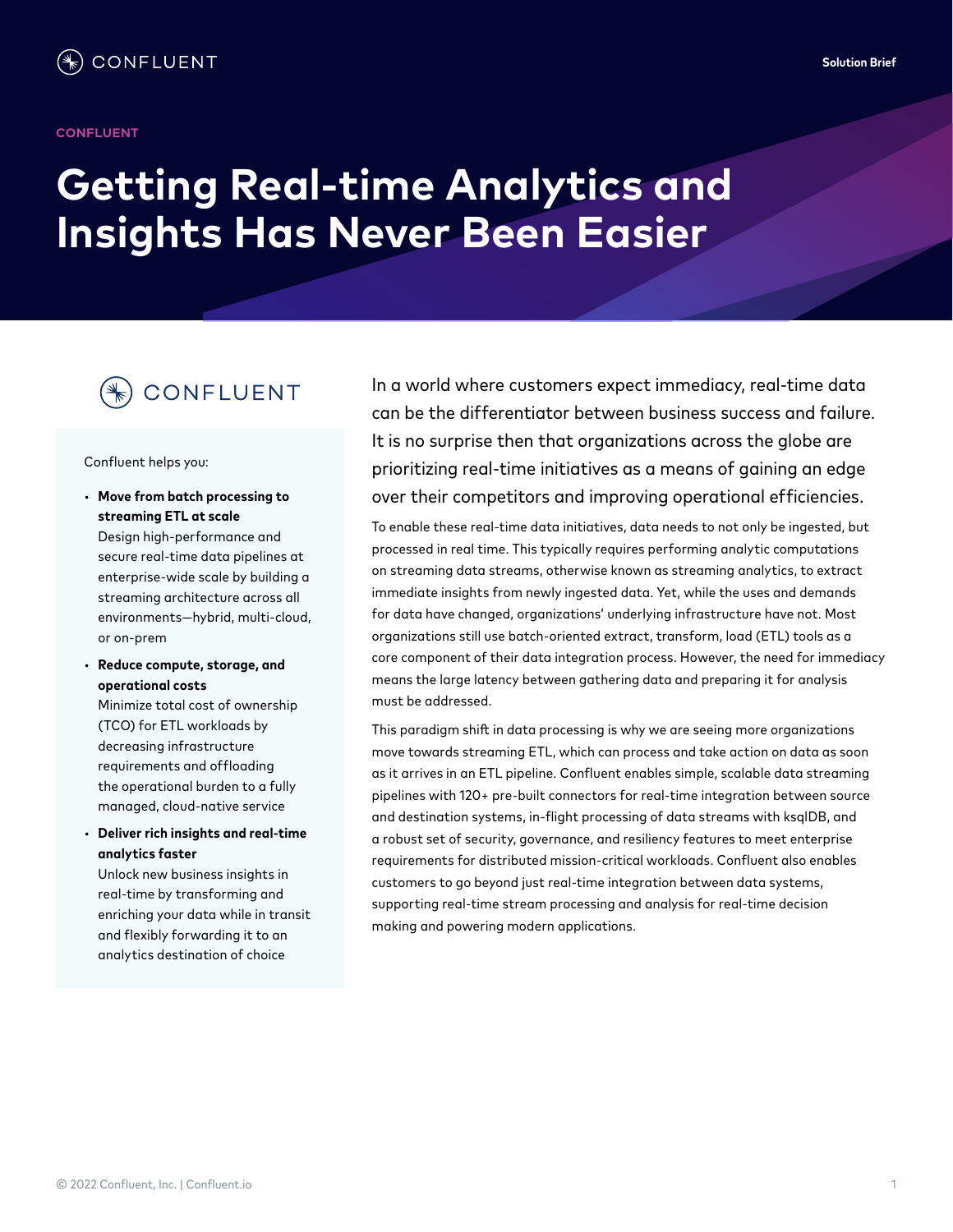CONFLUENT

Solution Brief

CONFLUENT

# Getting Real-time Analytics and Insights Has Never Been Easier

CONFLUENT

Confluent helps you:

- **Move from batch processing to streaming ETL at scale**
  Design high-performance and secure real-time data pipelines at enterprise-wide scale by building a streaming architecture across all environments—hybrid, multi-cloud, or on-prem
- **Reduce compute, storage, and operational costs**
  Minimize total cost of ownership (TCO) for ETL workloads by decreasing infrastructure requirements and offloading the operational burden to a fully managed, cloud-native service
- **Deliver rich insights and real-time analytics faster**
  Unlock new business insights in real-time by transforming and enriching your data while in transit and flexibly forwarding it to an analytics destination of choice

In a world where customers expect immediacy, real-time data can be the differentiator between business success and failure. It is no surprise then that organizations across the globe are prioritizing real-time initiatives as a means of gaining an edge over their competitors and improving operational efficiencies.

To enable these real-time data initiatives, data needs to not only be ingested, but processed in real time. This typically requires performing analytic computations on streaming data streams, otherwise known as streaming analytics, to extract immediate insights from newly ingested data. Yet, while the uses and demands for data have changed, organizations' underlying infrastructure have not. Most organizations still use batch-oriented extract, transform, load (ETL) tools as a core component of their data integration process. However, the need for immediacy means the large latency between gathering data and preparing it for analysis must be addressed.

This paradigm shift in data processing is why we are seeing more organizations move towards streaming ETL, which can process and take action on data as soon as it arrives in an ETL pipeline. Confluent enables simple, scalable data streaming pipelines with 120+ pre-built connectors for real-time integration between source and destination systems, in-flight processing of data streams with ksqlDB, and a robust set of security, governance, and resiliency features to meet enterprise requirements for distributed mission-critical workloads. Confluent also enables customers to go beyond just real-time integration between data systems, supporting real-time stream processing and analysis for real-time decision making and powering modern applications.

© 2022 Confluent, Inc. | Confluent.io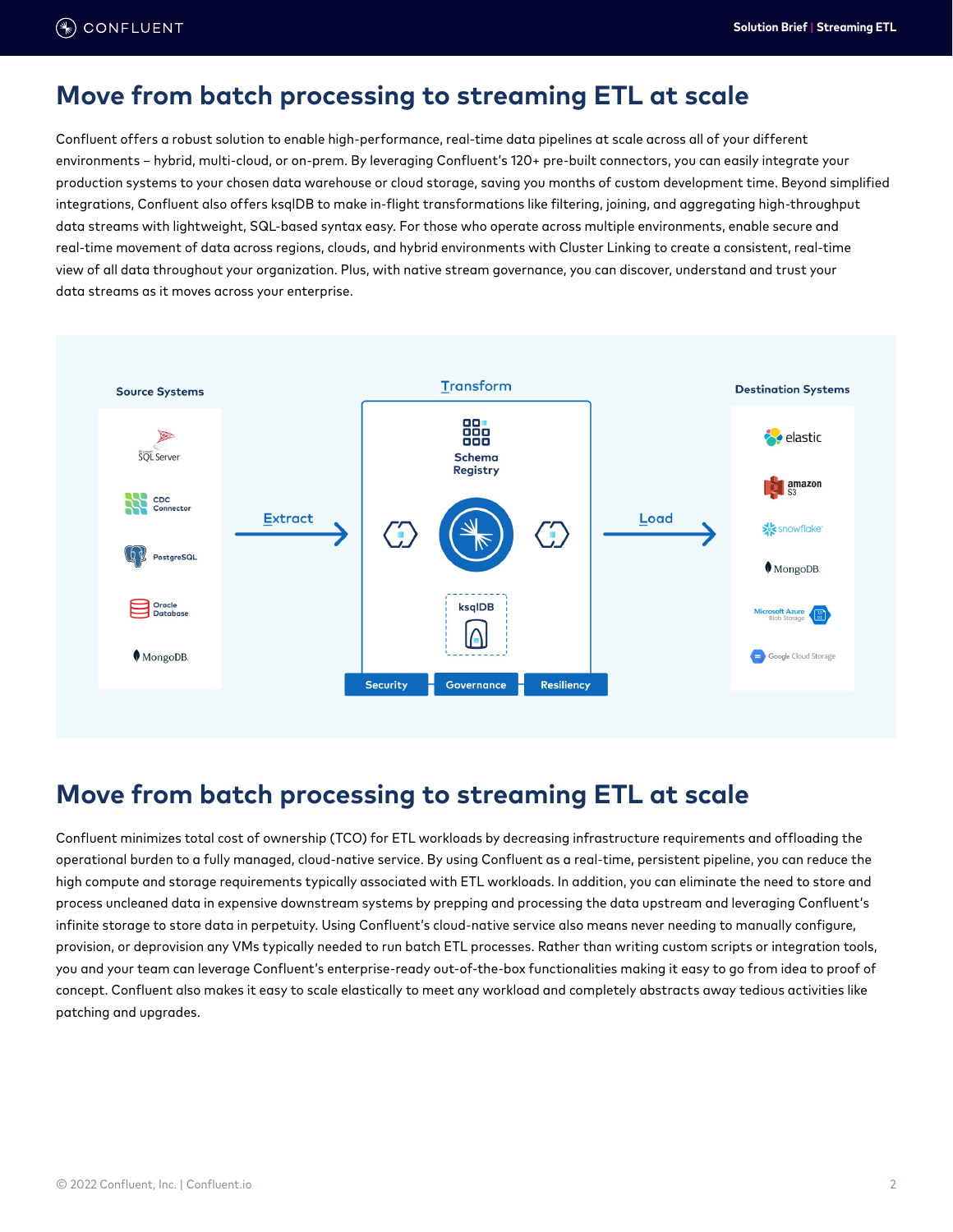# Move from batch processing to streaming ETL at scale

Confluent offers a robust solution to enable high-performance, real-time data pipelines at scale across all of your different environments – hybrid, multi-cloud, or on-prem. By leveraging Confluent's 120+ pre-built connectors, you can easily integrate your production systems to your chosen data warehouse or cloud storage, saving you months of custom development time. Beyond simplified integrations, Confluent also offers ksqlDB to make in-flight transformations like filtering, joining, and aggregating high-throughput data streams with lightweight, SQL-based syntax easy. For those who operate across multiple environments, enable secure and real-time movement of data across regions, clouds, and hybrid environments with Cluster Linking to create a consistent, real-time view of all data throughout your organization. Plus, with native stream governance, you can discover, understand and trust your data streams as it moves across your enterprise.

# Move from batch processing to streaming ETL at scale

Confluent minimizes total cost of ownership (TCO) for ETL workloads by decreasing infrastructure requirements and offloading the operational burden to a fully managed, cloud-native service. By using Confluent as a real-time, persistent pipeline, you can reduce the high compute and storage requirements typically associated with ETL workloads. In addition, you can eliminate the need to store and process uncleaned data in expensive downstream systems by prepping and processing the data upstream and leveraging Confluent's infinite storage to store data in perpetuity. Using Confluent's cloud-native service also means never needing to manually configure, provision, or deprovision any VMs typically needed to run batch ETL processes. Rather than writing custom scripts or integration tools, you and your team can leverage Confluent's enterprise-ready out-of-the-box functionalities making it easy to go from idea to proof of concept. Confluent also makes it easy to scale elastically to meet any workload and completely abstracts away tedious activities like patching and upgrades.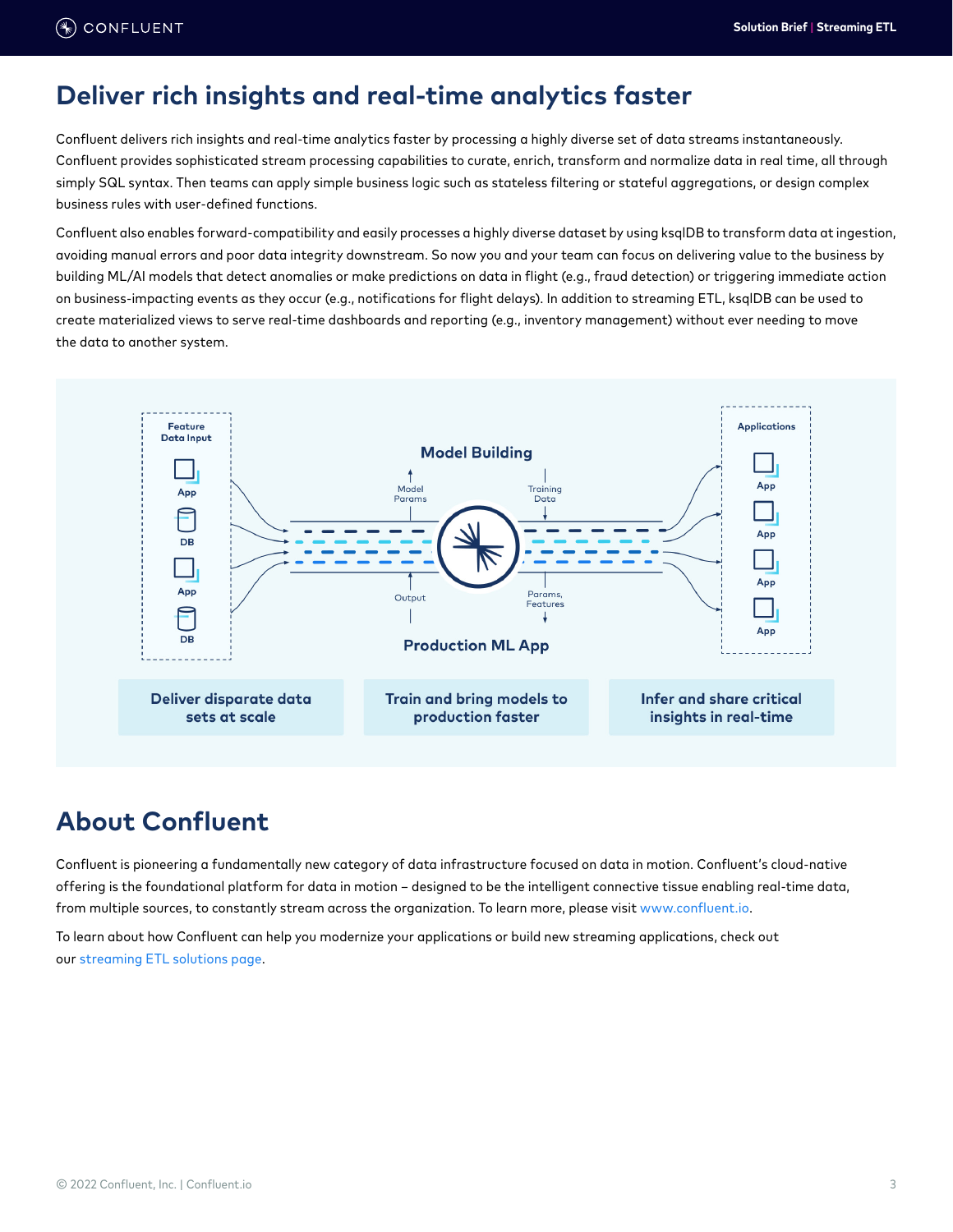## Deliver rich insights and real-time analytics faster

Confluent delivers rich insights and real-time analytics faster by processing a highly diverse set of data streams instantaneously. Confluent provides sophisticated stream processing capabilities to curate, enrich, transform and normalize data in real time, all through simply SQL syntax. Then teams can apply simple business logic such as stateless filtering or stateful aggregations, or design complex business rules with user-defined functions.

Confluent also enables forward-compatibility and easily processes a highly diverse dataset by using ksqlDB to transform data at ingestion, avoiding manual errors and poor data integrity downstream. So now you and your team can focus on delivering value to the business by building ML/AI models that detect anomalies or make predictions on data in flight (e.g., fraud detection) or triggering immediate action on business-impacting events as they occur (e.g., notifications for flight delays). In addition to streaming ETL, ksqlDB can be used to create materialized views to serve real-time dashboards and reporting (e.g., inventory management) without ever needing to move the data to another system.

Feature Data Input

App

DB

App

DB

Model Building

Model Params

Training Data

Output

Params, Features

Production ML App

Applications

App

App

App

App

Deliver disparate data sets at scale

Train and bring models to production faster

Infer and share critical insights in real-time

## About Confluent

Confluent is pioneering a fundamentally new category of data infrastructure focused on data in motion. Confluent's cloud-native offering is the foundational platform for data in motion – designed to be the intelligent connective tissue enabling real-time data, from multiple sources, to constantly stream across the organization. To learn more, please visit www.confluent.io.

To learn about how Confluent can help you modernize your applications or build new streaming applications, check out our streaming ETL solutions page.